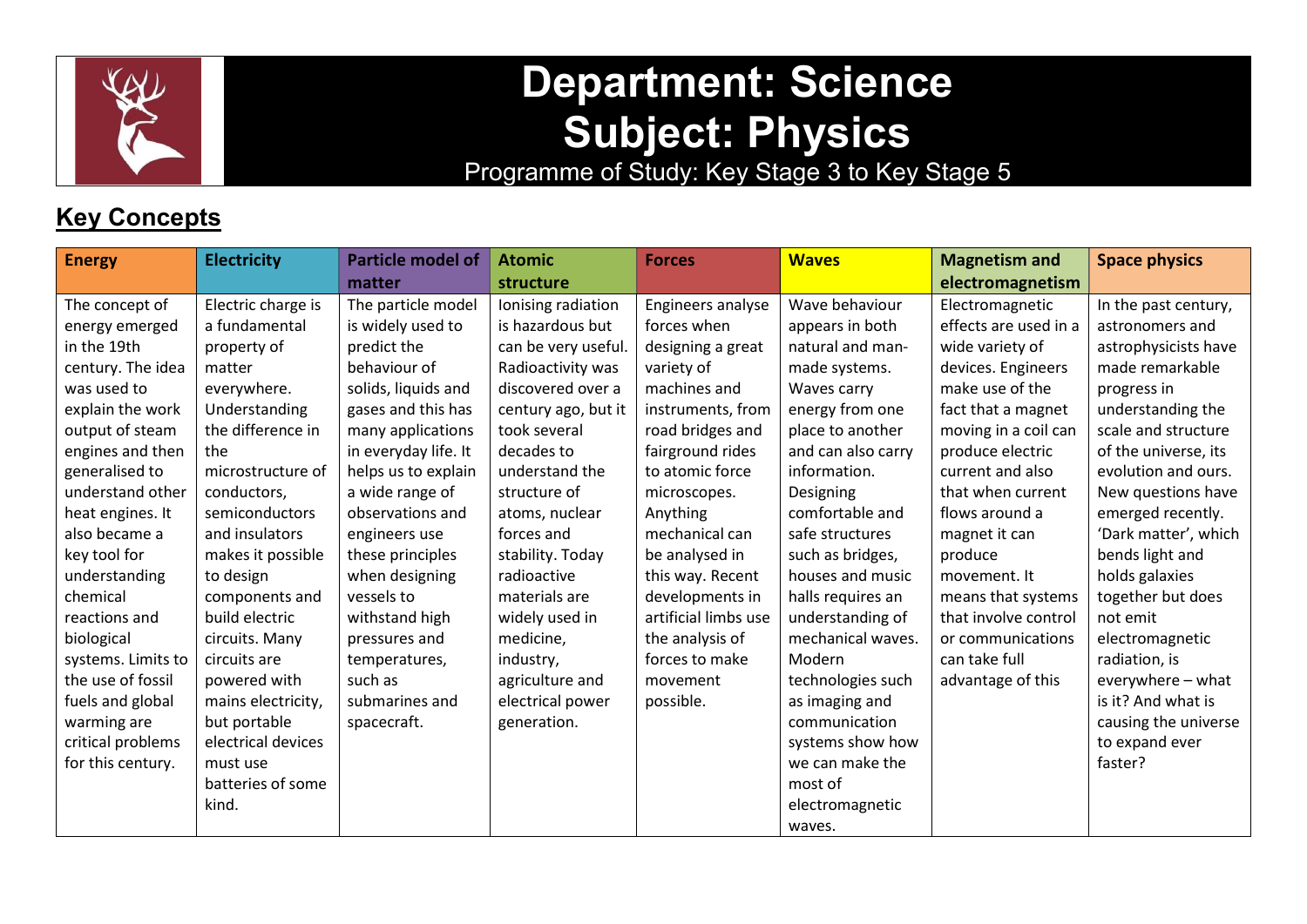# Department: Science
# Subject: Physics

Programme of Study: Key Stage 3 to Key Stage 5

## Key Concepts

| Energy | Electricity | Particle model of matter | Atomic structure | Forces | Waves | Magnetism and electromagnetism | Space physics |
|---|---|---|---|---|---|---|---|
| The concept of energy emerged in the 19th century. The idea was used to explain the work output of steam engines and then generalised to understand other heat engines. It also became a key tool for understanding chemical reactions and biological systems. Limits to the use of fossil fuels and global warming are critical problems for this century. | Electric charge is a fundamental property of matter everywhere. Understanding the difference in the microstructure of conductors, semiconductors and insulators makes it possible to design components and build electric circuits. Many circuits are powered with mains electricity, but portable electrical devices must use batteries of some kind. | The particle model is widely used to predict the behaviour of solids, liquids and gases and this has many applications in everyday life. It helps us to explain a wide range of observations and engineers use these principles when designing vessels to withstand high pressures and temperatures, such as submarines and spacecraft. | Ionising radiation is hazardous but can be very useful. Radioactivity was discovered over a century ago, but it took several decades to understand the structure of atoms, nuclear forces and stability. Today radioactive materials are widely used in medicine, industry, agriculture and electrical power generation. | Engineers analyse forces when designing a great variety of machines and instruments, from road bridges and fairground rides to atomic force microscopes. Anything mechanical can be analysed in this way. Recent developments in artificial limbs use the analysis of forces to make movement possible. | Wave behaviour appears in both natural and man-made systems. Waves carry energy from one place to another and can also carry information. Designing comfortable and safe structures such as bridges, houses and music halls requires an understanding of mechanical waves. Modern technologies such as imaging and communication systems show how we can make the most of electromagnetic waves. | Electromagnetic effects are used in a wide variety of devices. Engineers make use of the fact that a magnet moving in a coil can produce electric current and also that when current flows around a magnet it can produce movement. It means that systems that involve control or communications can take full advantage of this | In the past century, astronomers and astrophysicists have made remarkable progress in understanding the scale and structure of the universe, its evolution and ours. New questions have emerged recently. 'Dark matter', which bends light and holds galaxies together but does not emit electromagnetic radiation, is everywhere – what is it? And what is causing the universe to expand ever faster? |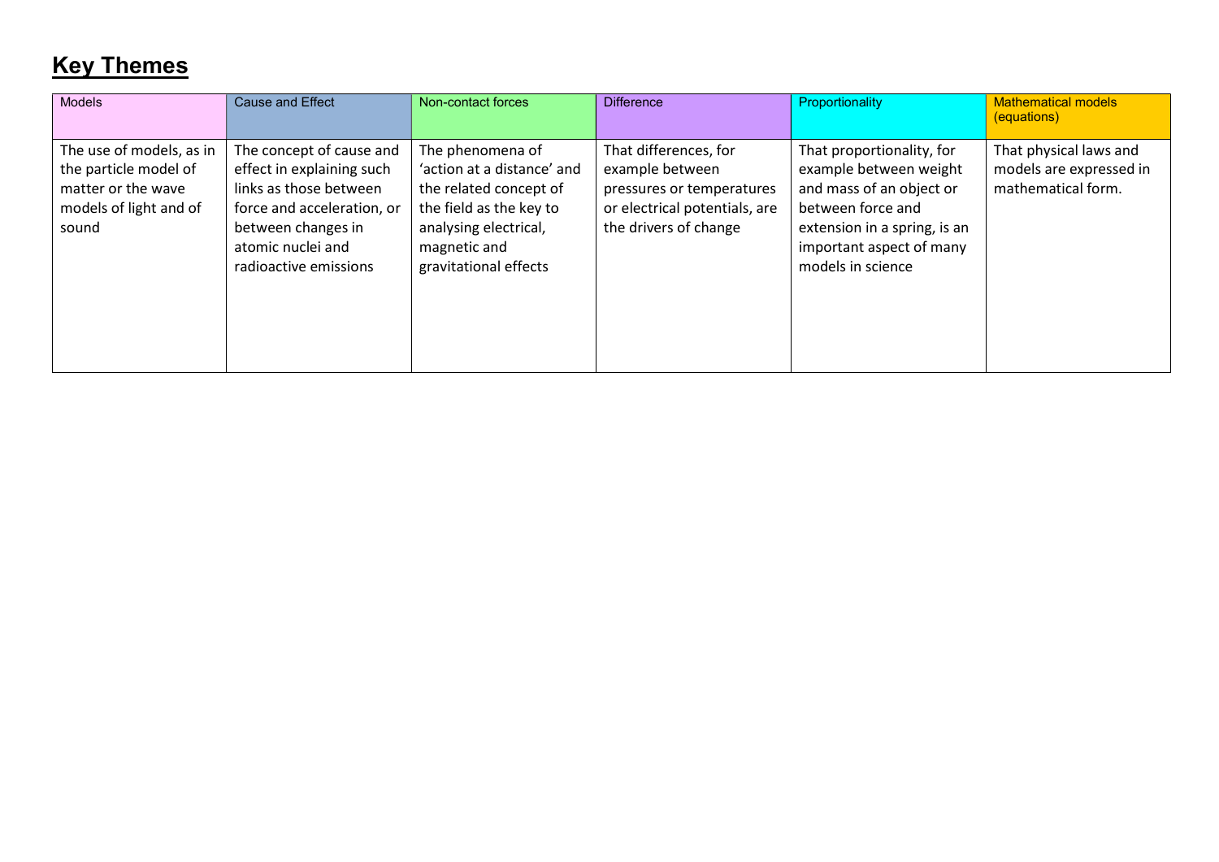## **Key Themes**

| Models | Cause and Effect | Non-contact forces | Difference | Proportionality | Mathematical models (equations) |
|---|---|---|---|---|---|
| The use of models, as in the particle model of matter or the wave models of light and of sound | The concept of cause and effect in explaining such links as those between force and acceleration, or between changes in atomic nuclei and radioactive emissions | The phenomena of 'action at a distance' and the related concept of the field as the key to analysing electrical, magnetic and gravitational effects | That differences, for example between pressures or temperatures or electrical potentials, are the drivers of change | That proportionality, for example between weight and mass of an object or between force and extension in a spring, is an important aspect of many models in science | That physical laws and models are expressed in mathematical form. |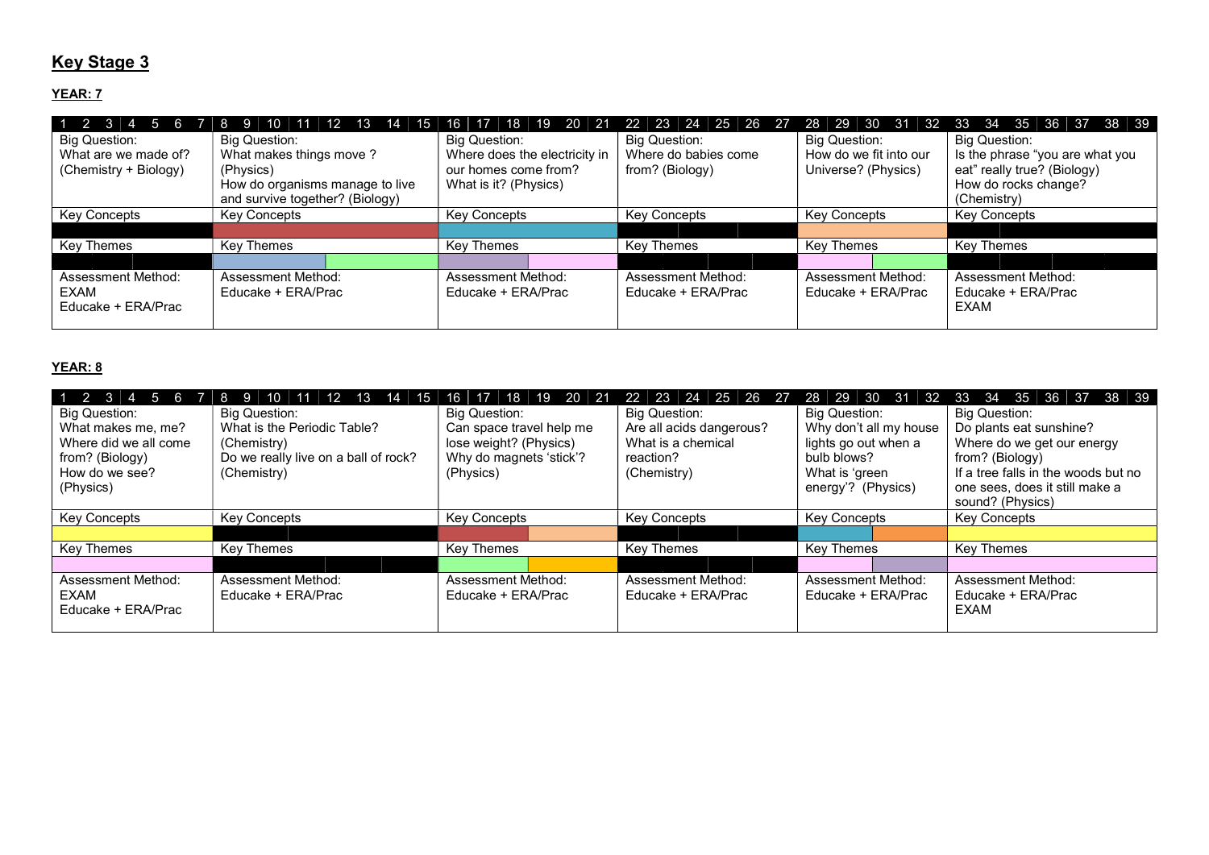# Key Stage 3

**YEAR: 7**

| 1 2 3 4 5 6 7 | 8 9 10 11 12 13 14 15 | 16 17 18 19 20 21 | 22 23 24 25 26 27 | 28 29 30 31 32 | 33 34 35 36 37 38 39 |
|---|---|---|---|---|---|
| Big Question:<br>What are we made of? (Chemistry + Biology) | Big Question:<br>What makes things move ? (Physics)<br>How do organisms manage to live and survive together? (Biology) | Big Question:<br>Where does the electricity in our homes come from? What is it? (Physics) | Big Question:<br>Where do babies come from? (Biology) | Big Question:<br>How do we fit into our Universe? (Physics) | Big Question:<br>Is the phrase "you are what you eat" really true? (Biology)<br>How do rocks change? (Chemistry) |
| Key Concepts | Key Concepts | Key Concepts | Key Concepts | Key Concepts | Key Concepts |
| Key Themes | Key Themes | Key Themes | Key Themes | Key Themes | Key Themes |
| Assessment Method:<br>EXAM<br>Educake + ERA/Prac | Assessment Method:<br>Educake + ERA/Prac | Assessment Method:<br>Educake + ERA/Prac | Assessment Method:<br>Educake + ERA/Prac | Assessment Method:<br>Educake + ERA/Prac | Assessment Method:<br>Educake + ERA/Prac<br>EXAM |

**YEAR: 8**

| 1 2 3 4 5 6 7 | 8 9 10 11 12 13 14 15 | 16 17 18 19 20 21 | 22 23 24 25 26 27 | 28 29 30 31 32 | 33 34 35 36 37 38 39 |
|---|---|---|---|---|---|
| Big Question:<br>What makes me, me? Where did we all come from? (Biology)<br>How do we see? (Physics) | Big Question:<br>What is the Periodic Table? (Chemistry)<br>Do we really live on a ball of rock? (Chemistry) | Big Question:<br>Can space travel help me lose weight? (Physics)<br>Why do magnets 'stick'? (Physics) | Big Question:<br>Are all acids dangerous?<br>What is a chemical reaction? (Chemistry) | Big Question:<br>Why don't all my house lights go out when a bulb blows?<br>What is 'green energy'? (Physics) | Big Question:<br>Do plants eat sunshine?<br>Where do we get our energy from? (Biology)<br>If a tree falls in the woods but no one sees, does it still make a sound? (Physics) |
| Key Concepts | Key Concepts | Key Concepts | Key Concepts | Key Concepts | Key Concepts |
| Key Themes | Key Themes | Key Themes | Key Themes | Key Themes | Key Themes |
| Assessment Method:<br>EXAM<br>Educake + ERA/Prac | Assessment Method:<br>Educake + ERA/Prac | Assessment Method:<br>Educake + ERA/Prac | Assessment Method:<br>Educake + ERA/Prac | Assessment Method:<br>Educake + ERA/Prac | Assessment Method:<br>Educake + ERA/Prac<br>EXAM |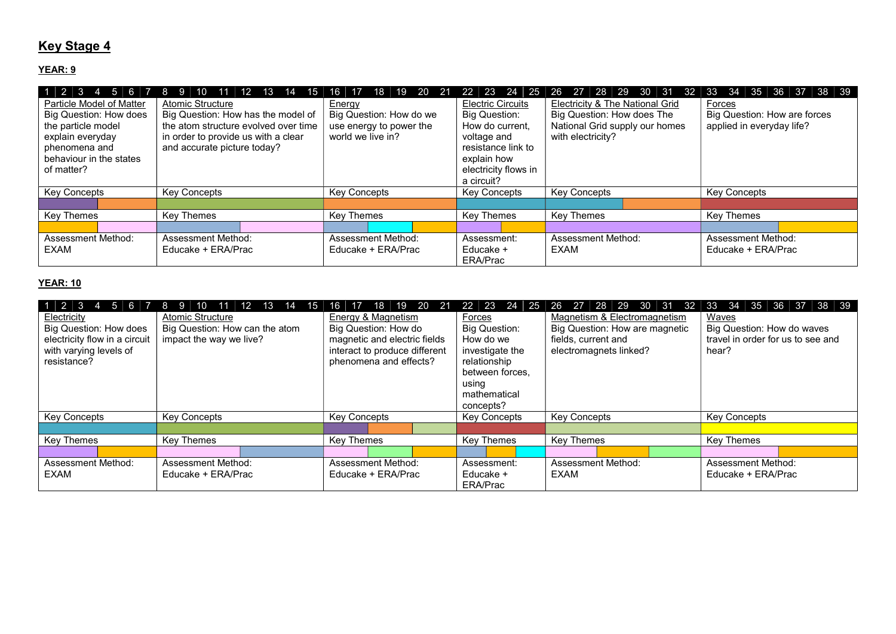# Key Stage 4

## YEAR: 9

| 1 2 3 4 5 6 7 | 8 9 10 11 12 13 14 15 | 16 17 18 19 20 21 | 22 23 24 25 | 26 27 28 29 30 31 32 | 33 34 35 36 37 38 39 |
|---|---|---|---|---|---|
| Particle Model of Matter<br>Big Question: How does the particle model explain everyday phenomena and behaviour in the states of matter? | Atomic Structure<br>Big Question: How has the model of the atom structure evolved over time in order to provide us with a clear and accurate picture today? | Energy<br>Big Question: How do we use energy to power the world we live in? | Electric Circuits<br>Big Question: How do current, voltage and resistance link to explain how electricity flows in a circuit? | Electricity & The National Grid<br>Big Question: How does The National Grid supply our homes with electricity? | Forces<br>Big Question: How are forces applied in everyday life? |
| Key Concepts | Key Concepts | Key Concepts | Key Concepts | Key Concepts | Key Concepts |
| Key Themes | Key Themes | Key Themes | Key Themes | Key Themes | Key Themes |
| Assessment Method:<br>EXAM | Assessment Method:<br>Educake + ERA/Prac | Assessment Method:<br>Educake + ERA/Prac | Assessment:<br>Educake + ERA/Prac | Assessment Method:<br>EXAM | Assessment Method:<br>Educake + ERA/Prac |

## YEAR: 10

| 1 2 3 4 5 6 7 | 8 9 10 11 12 13 14 15 | 16 17 18 19 20 21 | 22 23 24 25 | 26 27 28 29 30 31 32 | 33 34 35 36 37 38 39 |
|---|---|---|---|---|---|
| Electricity<br>Big Question: How does electricity flow in a circuit with varying levels of resistance? | Atomic Structure<br>Big Question: How can the atom impact the way we live? | Energy & Magnetism<br>Big Question: How do magnetic and electric fields interact to produce different phenomena and effects? | Forces<br>Big Question: How do we investigate the relationship between forces, using mathematical concepts? | Magnetism & Electromagnetism<br>Big Question: How are magnetic fields, current and electromagnets linked? | Waves<br>Big Question: How do waves travel in order for us to see and hear? |
| Key Concepts | Key Concepts | Key Concepts | Key Concepts | Key Concepts | Key Concepts |
| Key Themes | Key Themes | Key Themes | Key Themes | Key Themes | Key Themes |
| Assessment Method:<br>EXAM | Assessment Method:<br>Educake + ERA/Prac | Assessment Method:<br>Educake + ERA/Prac | Assessment:<br>Educake + ERA/Prac | Assessment Method:<br>EXAM | Assessment Method:<br>Educake + ERA/Prac |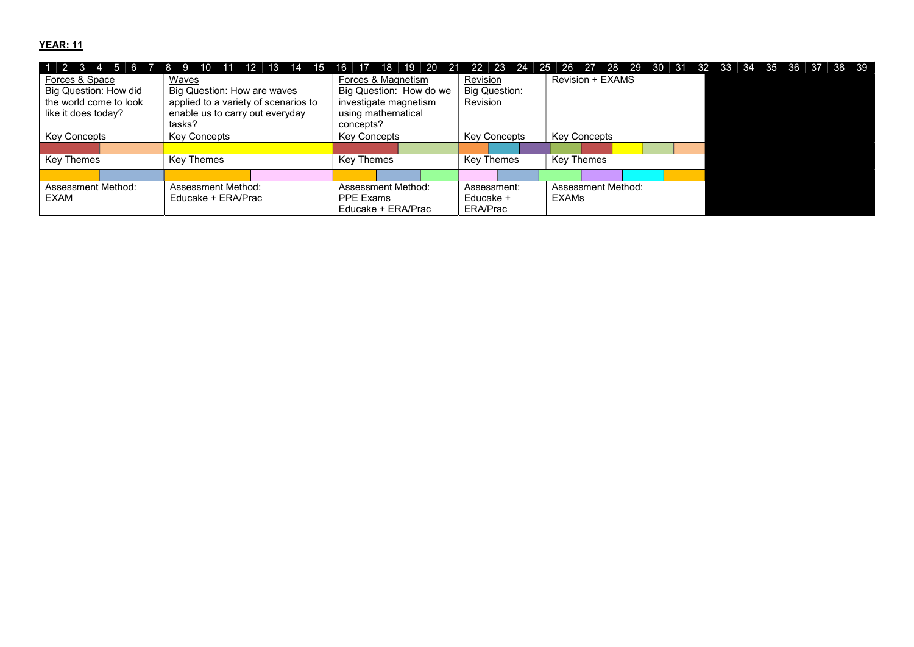**YEAR: 11**

| 1–7 | 8–15 | 16–21 | 22–24 | 25–32 | 33–39 |
|---|---|---|---|---|---|
| Forces & Space<br>Big Question: How did the world come to look like it does today? | Waves<br>Big Question: How are waves applied to a variety of scenarios to enable us to carry out everyday tasks? | Forces & Magnetism<br>Big Question: How do we investigate magnetism using mathematical concepts? | Revision<br>Big Question: Revision | Revision + EXAMS | |
| Key Concepts | Key Concepts | Key Concepts | Key Concepts | Key Concepts | |
| Key Themes | Key Themes | Key Themes | Key Themes | Key Themes | |
| Assessment Method: EXAM | Assessment Method: Educake + ERA/Prac | Assessment Method: PPE Exams Educake + ERA/Prac | Assessment: Educake + ERA/Prac | Assessment Method: EXAMs | |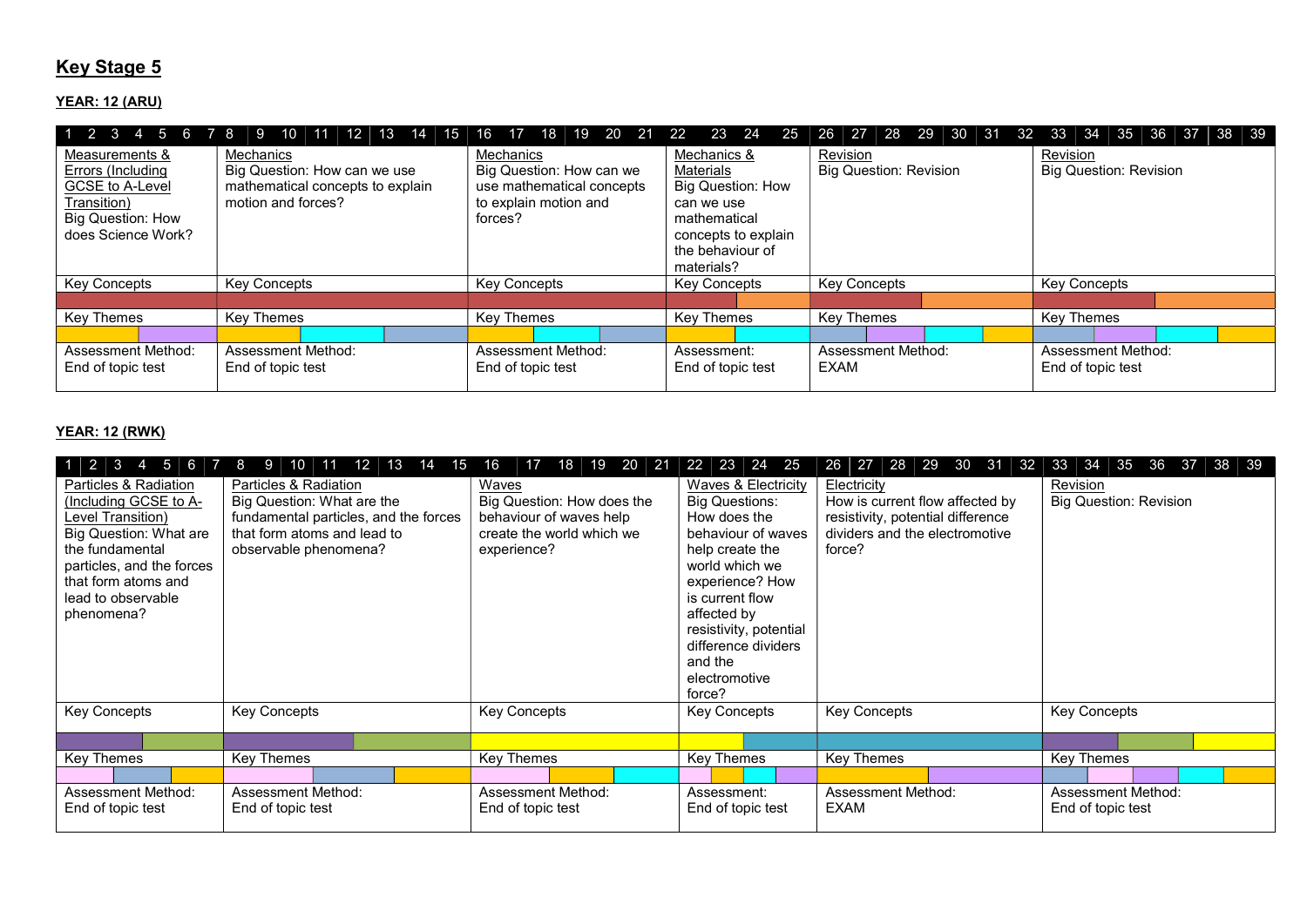# Key Stage 5

**YEAR: 12 (ARU)**

| 1 2 3 4 5 6 7 | 8 9 10 11 12 13 14 15 | 16 17 18 19 20 21 | 22 23 24 25 | 26 27 28 29 30 31 32 | 33 34 35 36 37 38 39 |
|---|---|---|---|---|---|
| Measurements & Errors (Including GCSE to A-Level Transition)<br>Big Question: How does Science Work? | Mechanics<br>Big Question: How can we use mathematical concepts to explain motion and forces? | Mechanics<br>Big Question: How can we use mathematical concepts to explain motion and forces? | Mechanics & Materials<br>Big Question: How can we use mathematical concepts to explain the behaviour of materials? | Revision<br>Big Question: Revision | Revision<br>Big Question: Revision |
| Key Concepts | Key Concepts | Key Concepts | Key Concepts | Key Concepts | Key Concepts |
| Key Themes | Key Themes | Key Themes | Key Themes | Key Themes | Key Themes |
| Assessment Method:<br>End of topic test | Assessment Method:<br>End of topic test | Assessment Method:<br>End of topic test | Assessment:<br>End of topic test | Assessment Method:<br>EXAM | Assessment Method:<br>End of topic test |

**YEAR: 12 (RWK)**

| 1 2 3 4 5 6 7 | 8 9 10 11 12 13 14 15 | 16 17 18 19 20 21 | 22 23 24 25 | 26 27 28 29 30 31 32 | 33 34 35 36 37 38 39 |
|---|---|---|---|---|---|
| Particles & Radiation (Including GCSE to A-Level Transition)<br>Big Question: What are the fundamental particles, and the forces that form atoms and lead to observable phenomena? | Particles & Radiation<br>Big Question: What are the fundamental particles, and the forces that form atoms and lead to observable phenomena? | Waves<br>Big Question: How does the behaviour of waves help create the world which we experience? | Waves & Electricity<br>Big Questions:<br>How does the behaviour of waves help create the world which we experience? How is current flow affected by resistivity, potential difference dividers and the electromotive force? | Electricity<br>How is current flow affected by resistivity, potential difference dividers and the electromotive force? | Revision<br>Big Question: Revision |
| Key Concepts | Key Concepts | Key Concepts | Key Concepts | Key Concepts | Key Concepts |
| Key Themes | Key Themes | Key Themes | Key Themes | Key Themes | Key Themes |
| Assessment Method:<br>End of topic test | Assessment Method:<br>End of topic test | Assessment Method:<br>End of topic test | Assessment:<br>End of topic test | Assessment Method:<br>EXAM | Assessment Method:<br>End of topic test |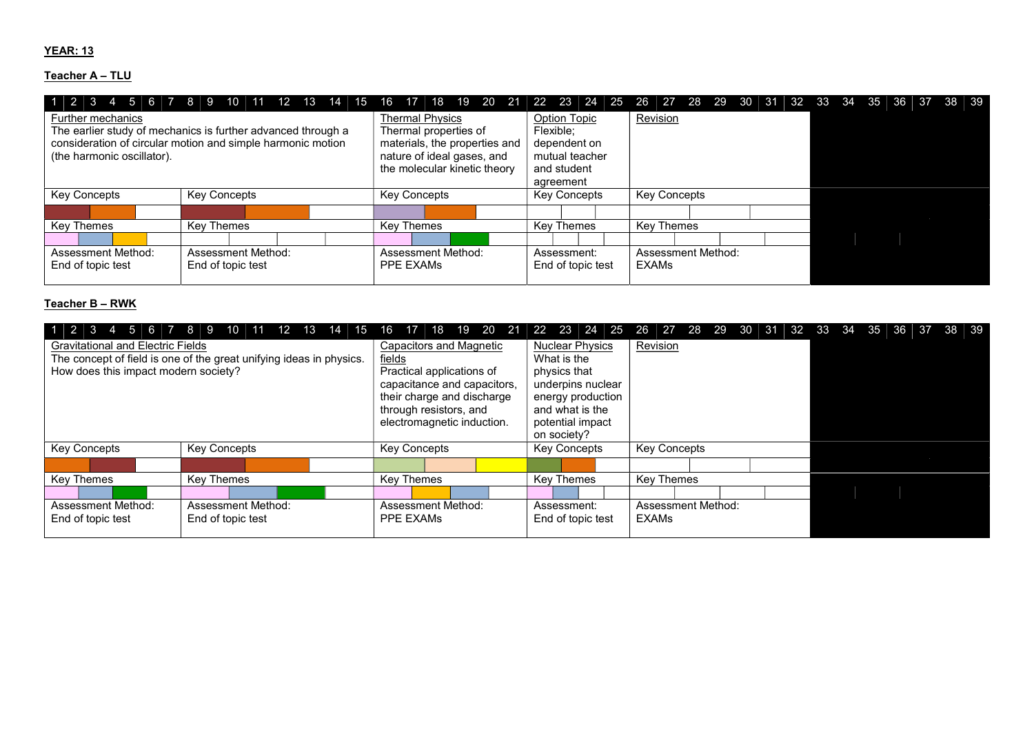**YEAR: 13**

**Teacher A – TLU**

| Weeks 1–15 | | Weeks 16–21 | Weeks 22–25 | Weeks 26–32 |
|---|---|---|---|---|
| Further mechanics<br>The earlier study of mechanics is further advanced through a consideration of circular motion and simple harmonic motion (the harmonic oscillator). | | Thermal Physics<br>Thermal properties of materials, the properties and nature of ideal gases, and the molecular kinetic theory | Option Topic<br>Flexible; dependent on mutual teacher and student agreement | Revision |
| Key Concepts | Key Concepts | Key Concepts | Key Concepts | Key Concepts |
| Key Themes | Key Themes | Key Themes | Key Themes | Key Themes |
| Assessment Method:<br>End of topic test | Assessment Method:<br>End of topic test | Assessment Method:<br>PPE EXAMs | Assessment:<br>End of topic test | Assessment Method:<br>EXAMs |

**Teacher B – RWK**

| Weeks 1–15 | | Weeks 16–21 | Weeks 22–25 | Weeks 26–32 |
|---|---|---|---|---|
| Gravitational and Electric Fields<br>The concept of field is one of the great unifying ideas in physics. How does this impact modern society? | | Capacitors and Magnetic fields<br>Practical applications of capacitance and capacitors, their charge and discharge through resistors, and electromagnetic induction. | Nuclear Physics<br>What is the physics that underpins nuclear energy production and what is the potential impact on society? | Revision |
| Key Concepts | Key Concepts | Key Concepts | Key Concepts | Key Concepts |
| Key Themes | Key Themes | Key Themes | Key Themes | Key Themes |
| Assessment Method:<br>End of topic test | Assessment Method:<br>End of topic test | Assessment Method:<br>PPE EXAMs | Assessment:<br>End of topic test | Assessment Method:<br>EXAMs |